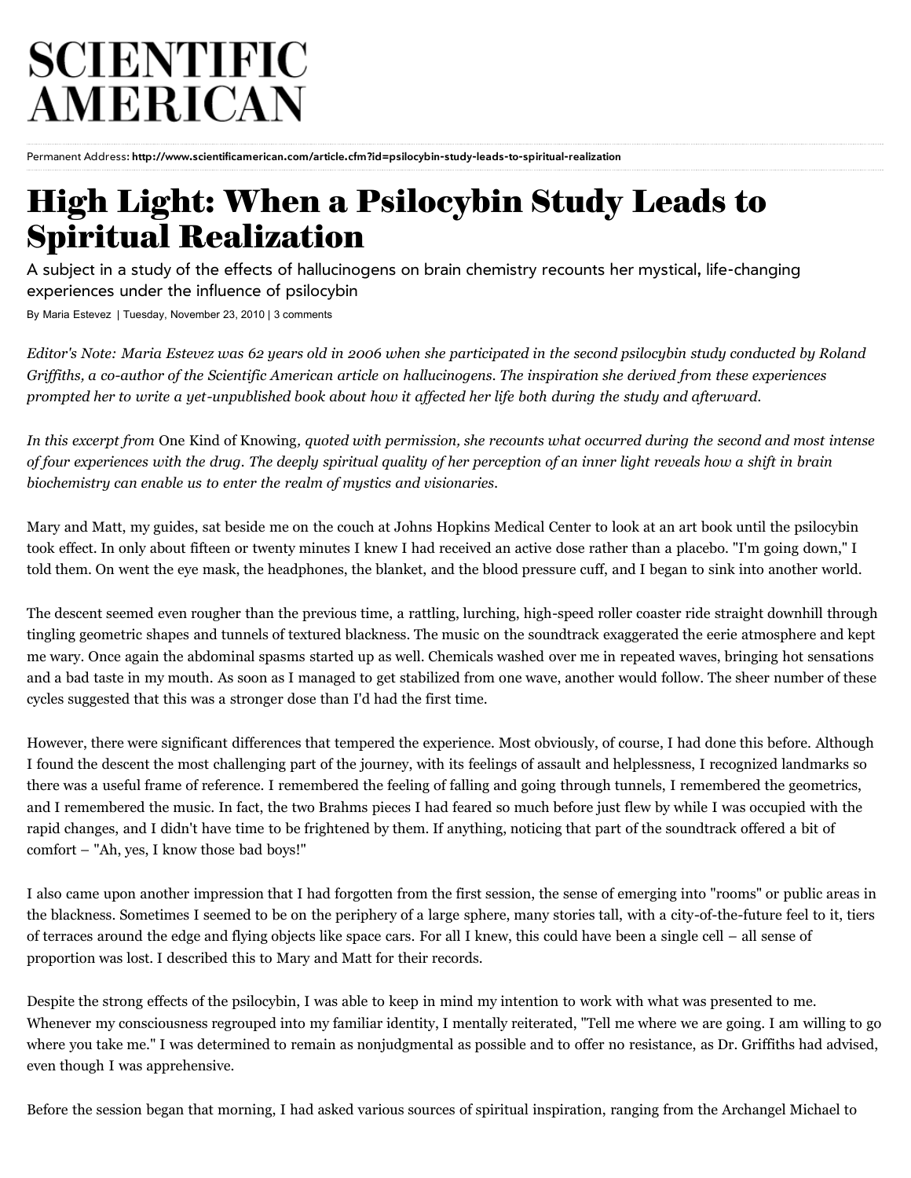# SCIENTIFIC AMERICAN

Permanent Address: **http://www.scientificamerican.com/article.cfm?id=psilocybin-study-leads-to-spiritual-realization**

# High Light: When a Psilocybin Study Leads to Spiritual Realization

A subject in a study of the effects of hallucinogens on brain chemistry recounts her mystical, life-changing experiences under the influence of psilocybin

By Maria Estevez | Tuesday, November 23, 2010 | 3 comments

*Editor's Note: Maria Estevez was 62 years old in 2006 when she participated in the second psilocybin study conducted by Roland Griffiths, a co-author of the Scientific American article on hallucinogens. The inspiration she derived from these experiences prompted her to write a yet-unpublished book about how it affected her life both during the study and afterward.*

*In this excerpt from* One Kind of Knowing*, quoted with permission, she recounts what occurred during the second and most intense of four experiences with the drug. The deeply spiritual quality of her perception of an inner light reveals how a shift in brain biochemistry can enable us to enter the realm of mystics and visionaries.*

Mary and Matt, my guides, sat beside me on the couch at Johns Hopkins Medical Center to look at an art book until the psilocybin took effect. In only about fifteen or twenty minutes I knew I had received an active dose rather than a placebo. "I'm going down," I told them. On went the eye mask, the headphones, the blanket, and the blood pressure cuff, and I began to sink into another world.

The descent seemed even rougher than the previous time, a rattling, lurching, high-speed roller coaster ride straight downhill through tingling geometric shapes and tunnels of textured blackness. The music on the soundtrack exaggerated the eerie atmosphere and kept me wary. Once again the abdominal spasms started up as well. Chemicals washed over me in repeated waves, bringing hot sensations and a bad taste in my mouth. As soon as I managed to get stabilized from one wave, another would follow. The sheer number of these cycles suggested that this was a stronger dose than I'd had the first time.

However, there were significant differences that tempered the experience. Most obviously, of course, I had done this before. Although I found the descent the most challenging part of the journey, with its feelings of assault and helplessness, I recognized landmarks so there was a useful frame of reference. I remembered the feeling of falling and going through tunnels, I remembered the geometrics, and I remembered the music. In fact, the two Brahms pieces I had feared so much before just flew by while I was occupied with the rapid changes, and I didn't have time to be frightened by them. If anything, noticing that part of the soundtrack offered a bit of comfort – "Ah, yes, I know those bad boys!"

I also came upon another impression that I had forgotten from the first session, the sense of emerging into "rooms" or public areas in the blackness. Sometimes I seemed to be on the periphery of a large sphere, many stories tall, with a city-of-the-future feel to it, tiers of terraces around the edge and flying objects like space cars. For all I knew, this could have been a single cell – all sense of proportion was lost. I described this to Mary and Matt for their records.

Despite the strong effects of the psilocybin, I was able to keep in mind my intention to work with what was presented to me. Whenever my consciousness regrouped into my familiar identity, I mentally reiterated, "Tell me where we are going. I am willing to go where you take me." I was determined to remain as nonjudgmental as possible and to offer no resistance, as Dr. Griffiths had advised, even though I was apprehensive.

Before the session began that morning, I had asked various sources of spiritual inspiration, ranging from the Archangel Michael to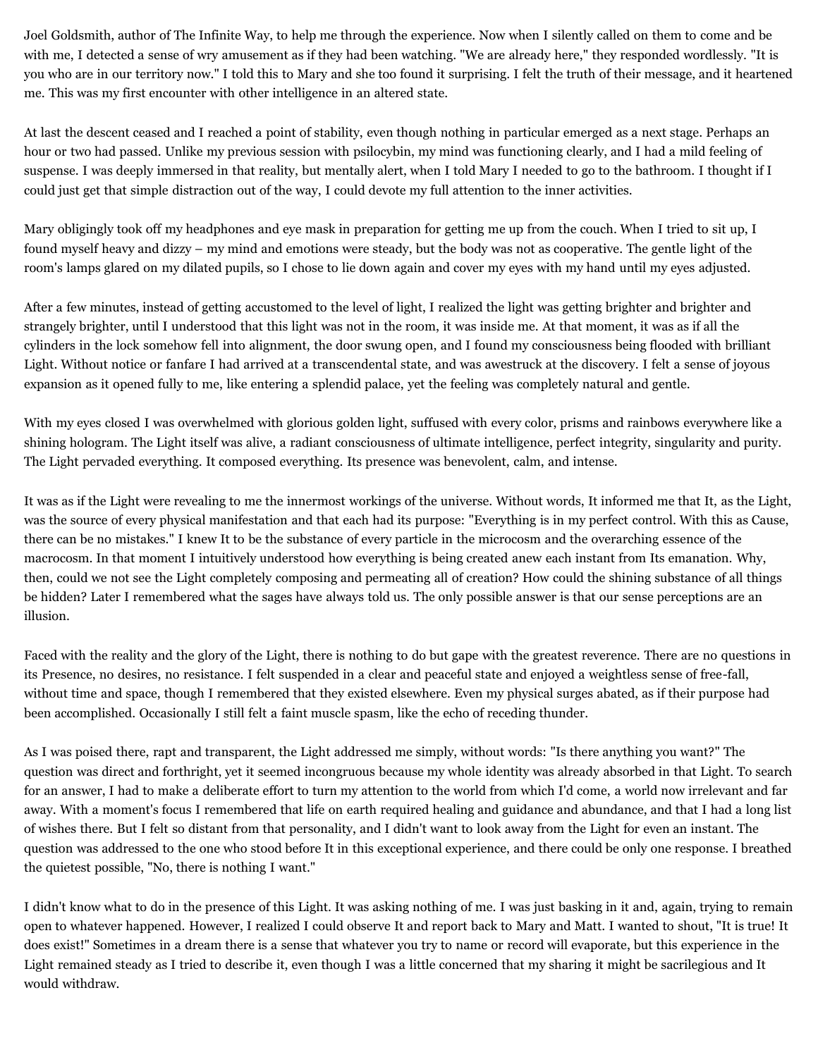Joel Goldsmith, author of The Infinite Way, to help me through the experience. Now when I silently called on them to come and be with me, I detected a sense of wry amusement as if they had been watching. "We are already here," they responded wordlessly. "It is you who are in our territory now." I told this to Mary and she too found it surprising. I felt the truth of their message, and it heartened me. This was my first encounter with other intelligence in an altered state.

At last the descent ceased and I reached a point of stability, even though nothing in particular emerged as a next stage. Perhaps an hour or two had passed. Unlike my previous session with psilocybin, my mind was functioning clearly, and I had a mild feeling of suspense. I was deeply immersed in that reality, but mentally alert, when I told Mary I needed to go to the bathroom. I thought if I could just get that simple distraction out of the way, I could devote my full attention to the inner activities.

Mary obligingly took off my headphones and eye mask in preparation for getting me up from the couch. When I tried to sit up, I found myself heavy and dizzy – my mind and emotions were steady, but the body was not as cooperative. The gentle light of the room's lamps glared on my dilated pupils, so I chose to lie down again and cover my eyes with my hand until my eyes adjusted.

After a few minutes, instead of getting accustomed to the level of light, I realized the light was getting brighter and brighter and strangely brighter, until I understood that this light was not in the room, it was inside me. At that moment, it was as if all the cylinders in the lock somehow fell into alignment, the door swung open, and I found my consciousness being flooded with brilliant Light. Without notice or fanfare I had arrived at a transcendental state, and was awestruck at the discovery. I felt a sense of joyous expansion as it opened fully to me, like entering a splendid palace, yet the feeling was completely natural and gentle.

With my eyes closed I was overwhelmed with glorious golden light, suffused with every color, prisms and rainbows everywhere like a shining hologram. The Light itself was alive, a radiant consciousness of ultimate intelligence, perfect integrity, singularity and purity. The Light pervaded everything. It composed everything. Its presence was benevolent, calm, and intense.

It was as if the Light were revealing to me the innermost workings of the universe. Without words, It informed me that It, as the Light, was the source of every physical manifestation and that each had its purpose: "Everything is in my perfect control. With this as Cause, there can be no mistakes." I knew It to be the substance of every particle in the microcosm and the overarching essence of the macrocosm. In that moment I intuitively understood how everything is being created anew each instant from Its emanation. Why, then, could we not see the Light completely composing and permeating all of creation? How could the shining substance of all things be hidden? Later I remembered what the sages have always told us. The only possible answer is that our sense perceptions are an illusion.

Faced with the reality and the glory of the Light, there is nothing to do but gape with the greatest reverence. There are no questions in its Presence, no desires, no resistance. I felt suspended in a clear and peaceful state and enjoyed a weightless sense of free-fall, without time and space, though I remembered that they existed elsewhere. Even my physical surges abated, as if their purpose had been accomplished. Occasionally I still felt a faint muscle spasm, like the echo of receding thunder.

As I was poised there, rapt and transparent, the Light addressed me simply, without words: "Is there anything you want?" The question was direct and forthright, yet it seemed incongruous because my whole identity was already absorbed in that Light. To search for an answer, I had to make a deliberate effort to turn my attention to the world from which I'd come, a world now irrelevant and far away. With a moment's focus I remembered that life on earth required healing and guidance and abundance, and that I had a long list of wishes there. But I felt so distant from that personality, and I didn't want to look away from the Light for even an instant. The question was addressed to the one who stood before It in this exceptional experience, and there could be only one response. I breathed the quietest possible, "No, there is nothing I want."

I didn't know what to do in the presence of this Light. It was asking nothing of me. I was just basking in it and, again, trying to remain open to whatever happened. However, I realized I could observe It and report back to Mary and Matt. I wanted to shout, "It is true! It does exist!" Sometimes in a dream there is a sense that whatever you try to name or record will evaporate, but this experience in the Light remained steady as I tried to describe it, even though I was a little concerned that my sharing it might be sacrilegious and It would withdraw.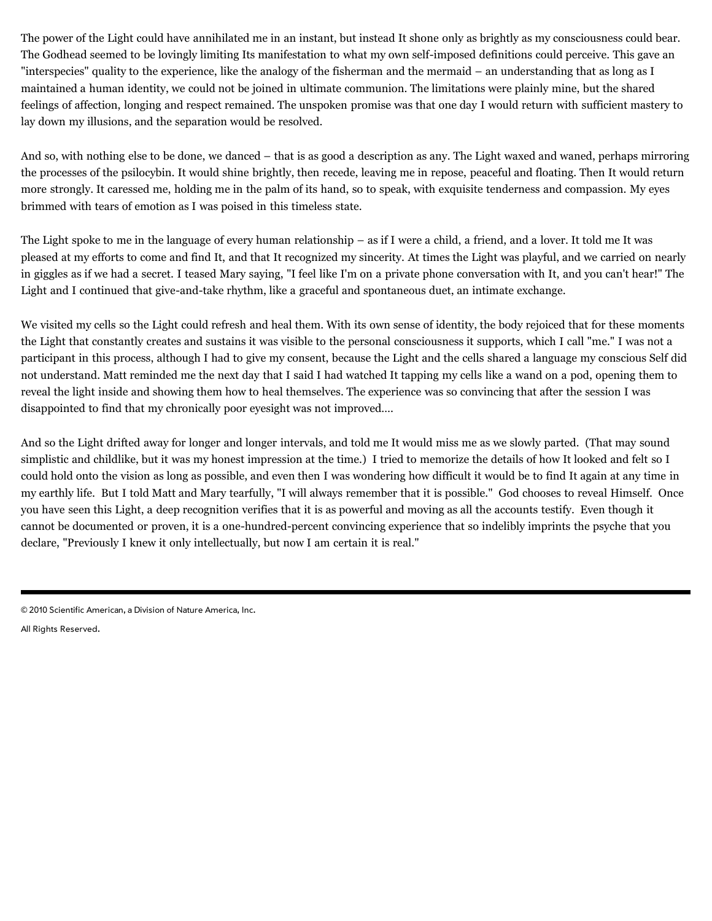The power of the Light could have annihilated me in an instant, but instead It shone only as brightly as my consciousness could bear. The Godhead seemed to be lovingly limiting Its manifestation to what my own self-imposed definitions could perceive. This gave an "interspecies" quality to the experience, like the analogy of the fisherman and the mermaid – an understanding that as long as I maintained a human identity, we could not be joined in ultimate communion. The limitations were plainly mine, but the shared feelings of affection, longing and respect remained. The unspoken promise was that one day I would return with sufficient mastery to lay down my illusions, and the separation would be resolved.

And so, with nothing else to be done, we danced – that is as good a description as any. The Light waxed and waned, perhaps mirroring the processes of the psilocybin. It would shine brightly, then recede, leaving me in repose, peaceful and floating. Then It would return more strongly. It caressed me, holding me in the palm of its hand, so to speak, with exquisite tenderness and compassion. My eyes brimmed with tears of emotion as I was poised in this timeless state.

The Light spoke to me in the language of every human relationship – as if I were a child, a friend, and a lover. It told me It was pleased at my efforts to come and find It, and that It recognized my sincerity. At times the Light was playful, and we carried on nearly in giggles as if we had a secret. I teased Mary saying, "I feel like I'm on a private phone conversation with It, and you can't hear!" The Light and I continued that give-and-take rhythm, like a graceful and spontaneous duet, an intimate exchange.

We visited my cells so the Light could refresh and heal them. With its own sense of identity, the body rejoiced that for these moments the Light that constantly creates and sustains it was visible to the personal consciousness it supports, which I call "me." I was not a participant in this process, although I had to give my consent, because the Light and the cells shared a language my conscious Self did not understand. Matt reminded me the next day that I said I had watched It tapping my cells like a wand on a pod, opening them to reveal the light inside and showing them how to heal themselves. The experience was so convincing that after the session I was disappointed to find that my chronically poor eyesight was not improved....

And so the Light drifted away for longer and longer intervals, and told me It would miss me as we slowly parted. (That may sound simplistic and childlike, but it was my honest impression at the time.) I tried to memorize the details of how It looked and felt so I could hold onto the vision as long as possible, and even then I was wondering how difficult it would be to find It again at any time in my earthly life. But I told Matt and Mary tearfully, "I will always remember that it is possible." God chooses to reveal Himself. Once you have seen this Light, a deep recognition verifies that it is as powerful and moving as all the accounts testify. Even though it cannot be documented or proven, it is a one-hundred-percent convincing experience that so indelibly imprints the psyche that you declare, "Previously I knew it only intellectually, but now I am certain it is real."

---

© 2010 Scientific American, a Division of Nature America, Inc.

All Rights Reserved.